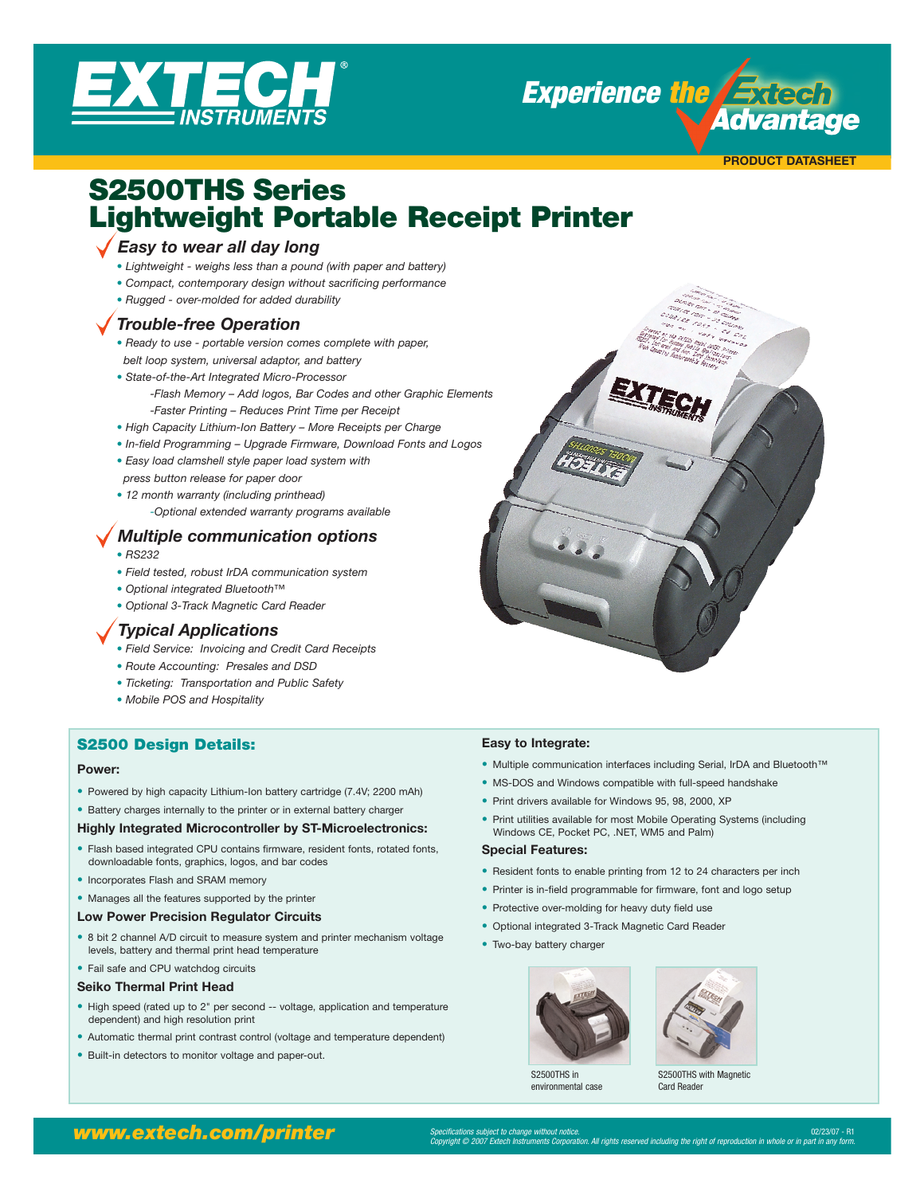# EXTECH INSTRUMENTS

Experience the Extech Advantage

PRODUCT DATASHEET

# S2500THS Series Lightweight Portable Receipt Printer

## Easy to wear all day long

- *Lightweight - weighs less than a pound (with paper and battery)*
- *Compact, contemporary design without sacrificing performance*
- *Rugged - over-molded for added durability*

## Trouble-free Operation

- *Ready to use - portable version comes complete with paper, belt loop system, universal adaptor, and battery*
- *State-of-the-Art Integrated Micro-Processor*
  - *-Flash Memory – Add logos, Bar Codes and other Graphic Elements*
  - *-Faster Printing – Reduces Print Time per Receipt*
- *High Capacity Lithium-Ion Battery – More Receipts per Charge*
- *In-field Programming – Upgrade Firmware, Download Fonts and Logos*
- *Easy load clamshell style paper load system with press button release for paper door*
- *12 month warranty (including printhead)*
  - *-Optional extended warranty programs available*

## Multiple communication options

- *RS232*
- *Field tested, robust IrDA communication system*
- *Optional integrated Bluetooth™*
- *Optional 3-Track Magnetic Card Reader*

## Typical Applications

- *Field Service: Invoicing and Credit Card Receipts*
- *Route Accounting: Presales and DSD*
- *Ticketing: Transportation and Public Safety*
- *Mobile POS and Hospitality*

## S2500 Design Details:

### Power:

- Powered by high capacity Lithium-Ion battery cartridge (7.4V; 2200 mAh)
- Battery charges internally to the printer or in external battery charger

### Highly Integrated Microcontroller by ST-Microelectronics:

- Flash based integrated CPU contains firmware, resident fonts, rotated fonts, downloadable fonts, graphics, logos, and bar codes
- Incorporates Flash and SRAM memory
- Manages all the features supported by the printer

### Low Power Precision Regulator Circuits

- 8 bit 2 channel A/D circuit to measure system and printer mechanism voltage levels, battery and thermal print head temperature
- Fail safe and CPU watchdog circuits

### Seiko Thermal Print Head

- High speed (rated up to 2" per second -- voltage, application and temperature dependent) and high resolution print
- Automatic thermal print contrast control (voltage and temperature dependent)
- Built-in detectors to monitor voltage and paper-out.

### Easy to Integrate:

- Multiple communication interfaces including Serial, IrDA and Bluetooth™
- MS-DOS and Windows compatible with full-speed handshake
- Print drivers available for Windows 95, 98, 2000, XP
- Print utilities available for most Mobile Operating Systems (including Windows CE, Pocket PC, .NET, WM5 and Palm)

### Special Features:

- Resident fonts to enable printing from 12 to 24 characters per inch
- Printer is in-field programmable for firmware, font and logo setup
- Protective over-molding for heavy duty field use
- Optional integrated 3-Track Magnetic Card Reader
- Two-bay battery charger

S2500THS in environmental case

S2500THS with Magnetic Card Reader

www.extech.com/printer

*Specifications subject to change without notice.*
*Copyright © 2007 Extech Instruments Corporation. All rights reserved including the right of reproduction in whole or in part in any form.*

02/23/07 - R1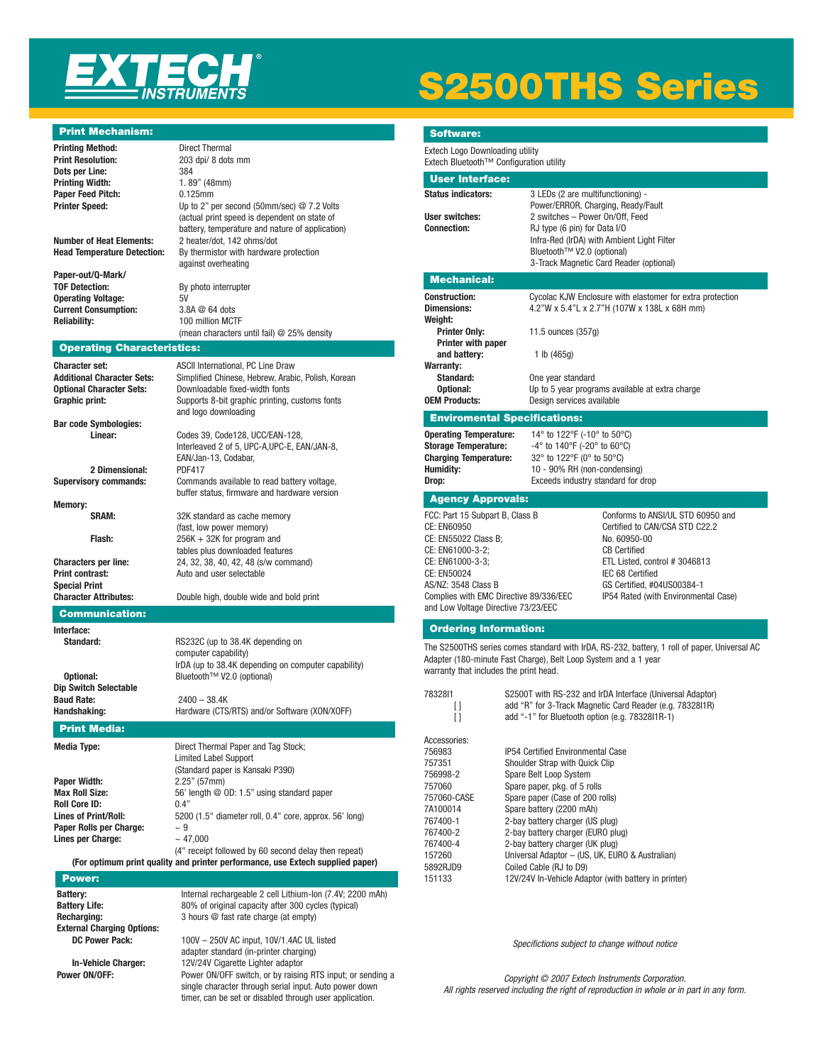# EXTECH INSTRUMENTS

# S2500THS Series

## Print Mechanism:

| | |
|---|---|
| **Printing Method:** | Direct Thermal |
| **Print Resolution:** | 203 dpi/ 8 dots mm |
| **Dots per Line:** | 384 |
| **Printing Width:** | 1. 89" (48mm) |
| **Paper Feed Pitch:** | 0.125mm |
| **Printer Speed:** | Up to 2" per second (50mm/sec) @ 7.2 Volts (actual print speed is dependent on state of battery, temperature and nature of application) |
| **Number of Heat Elements:** | 2 heater/dot, 142 ohms/dot |
| **Head Temperature Detection:** | By thermistor with hardware protection against overheating |
| **Paper-out/Q-Mark/ TOF Detection:** | By photo interrupter |
| **Operating Voltage:** | 5V |
| **Current Consumption:** | 3.8A @ 64 dots |
| **Reliability:** | 100 million MCTF (mean characters until fail) @ 25% density |

## Operating Characteristics:

| | |
|---|---|
| **Character set:** | ASCII International, PC Line Draw |
| **Additional Character Sets:** | Simplified Chinese, Hebrew, Arabic, Polish, Korean |
| **Optional Character Sets:** | Downloadable fixed-width fonts |
| **Graphic print:** | Supports 8-bit graphic printing, customs fonts and logo downloading |
| **Bar code Symbologies:** | |
| **Linear:** | Codes 39, Code128, UCC/EAN-128, Interleaved 2 of 5, UPC-A,UPC-E, EAN/JAN-8, EAN/Jan-13, Codabar, |
| **2 Dimensional:** | PDF417 |
| **Supervisory commands:** | Commands available to read battery voltage, buffer status, firmware and hardware version |
| **Memory:** | |
| **SRAM:** | 32K standard as cache memory (fast, low power memory) |
| **Flash:** | 256K + 32K for program and tables plus downloaded features |
| **Characters per line:** | 24, 32, 38, 40, 42, 48 (s/w command) |
| **Print contrast:** | Auto and user selectable |
| **Special Print Character Attributes:** | Double high, double wide and bold print |

## Communication:

| | |
|---|---|
| **Interface:** | |
| **Standard:** | RS232C (up to 38.4K depending on computer capability) IrDA (up to 38.4K depending on computer capability) |
| **Optional:** | Bluetooth™ V2.0 (optional) |
| **Dip Switch Selectable Baud Rate:** | 2400 – 38.4K |
| **Handshaking:** | Hardware (CTS/RTS) and/or Software (XON/XOFF) |

## Print Media:

| | |
|---|---|
| **Media Type:** | Direct Thermal Paper and Tag Stock; Limited Label Support (Standard paper is Kansaki P390) |
| **Paper Width:** | 2.25" (57mm) |
| **Max Roll Size:** | 56' length @ OD: 1.5" using standard paper |
| **Roll Core ID:** | 0.4" |
| **Lines of Print/Roll:** | 5200 (1.5" diameter roll, 0.4" core, approx. 56' long) |
| **Paper Rolls per Charge:** | ~ 9 |
| **Lines per Charge:** | ~ 47,000 (4" receipt followed by 60 second delay then repeat) |

**(For optimum print quality and printer performance, use Extech supplied paper)**

## Power:

| | |
|---|---|
| **Battery:** | Internal rechargeable 2 cell Lithium-Ion (7.4V; 2200 mAh) |
| **Battery Life:** | 80% of original capacity after 300 cycles (typical) |
| **Recharging:** | 3 hours @ fast rate charge (at empty) |
| **External Charging Options:** | |
| **DC Power Pack:** | 100V – 250V AC input, 10V/1.4AC UL listed adapter standard (in-printer charging) |
| **In-Vehicle Charger:** | 12V/24V Cigarette Lighter adaptor |
| **Power ON/OFF:** | Power ON/OFF switch, or by raising RTS input; or sending a single character through serial input. Auto power down timer, can be set or disabled through user application. |

## Software:

Extech Logo Downloading utility
Extech Bluetooth™ Configuration utility

## User Interface:

| | |
|---|---|
| **Status indicators:** | 3 LEDs (2 are multifunctioning) - Power/ERROR, Charging, Ready/Fault |
| **User switches:** | 2 switches – Power On/Off, Feed |
| **Connection:** | RJ type (6 pin) for Data I/O Infra-Red (IrDA) with Ambient Light Filter Bluetooth™ V2.0 (optional) 3-Track Magnetic Card Reader (optional) |

## Mechanical:

| | |
|---|---|
| **Construction:** | Cycolac KJW Enclosure with elastomer for extra protection |
| **Dimensions:** | 4.2"W x 5.4"L x 2.7"H (107W x 138L x 68H mm) |
| **Weight:** | |
| **Printer Only:** | 11.5 ounces (357g) |
| **Printer with paper and battery:** | 1 lb (465g) |
| **Warranty:** | |
| **Standard:** | One year standard |
| **Optional:** | Up to 5 year programs available at extra charge |
| **OEM Products:** | Design services available |

## Enviromental Specifications:

| | |
|---|---|
| **Operating Temperature:** | 14° to 122°F (-10° to 50°C) |
| **Storage Temperature:** | -4° to 140°F (-20° to 60°C) |
| **Charging Temperature:** | 32° to 122°F (0° to 50°C) |
| **Humidity:** | 10 - 90% RH (non-condensing) |
| **Drop:** | Exceeds industry standard for drop |

## Agency Approvals:

FCC: Part 15 Subpart B, Class B
CE: EN60950
CE: EN55022 Class B;
CE: EN61000-3-2;
CE: EN61000-3-3;
CE: EN50024
AS/NZ: 3548 Class B
Complies with EMC Directive 89/336/EEC and Low Voltage Directive 73/23/EEC

Conforms to ANSI/UL STD 60950 and Certified to CAN/CSA STD C22.2 No. 60950-00
CB Certified
ETL Listed, control # 3046813
IEC 68 Certified
GS Certified, #04US00384-1
IP54 Rated (with Environmental Case)

## Ordering Information:

The S2500THS series comes standard with IrDA, RS-232, battery, 1 roll of paper, Universal AC Adapter (180-minute Fast Charge), Belt Loop System and a 1 year warranty that includes the print head.

| | |
|---|---|
| 78328I1 | S2500T with RS-232 and IrDA Interface (Universal Adaptor) |
| [ ] | add "R" for 3-Track Magnetic Card Reader (e.g. 78328I1R) |
| [ ] | add "-1" for Bluetooth option (e.g. 78328I1R-1) |

Accessories:

| | |
|---|---|
| 756983 | IP54 Certified Environmental Case |
| 757351 | Shoulder Strap with Quick Clip |
| 756998-2 | Spare Belt Loop System |
| 757060 | Spare paper, pkg. of 5 rolls |
| 757060-CASE | Spare paper (Case of 200 rolls) |
| 7A100014 | Spare battery (2200 mAh) |
| 767400-1 | 2-bay battery charger (US plug) |
| 767400-2 | 2-bay battery charger (EURO plug) |
| 767400-4 | 2-bay battery charger (UK plug) |
| 157260 | Universal Adaptor – (US, UK, EURO & Australian) |
| 5892RJD9 | Coiled Cable (RJ to D9) |
| 151133 | 12V/24V In-Vehicle Adaptor (with battery in printer) |

*Specifictions subject to change without notice*

*Copyright © 2007 Extech Instruments Corporation.*
*All rights reserved including the right of reproduction in whole or in part in any form.*